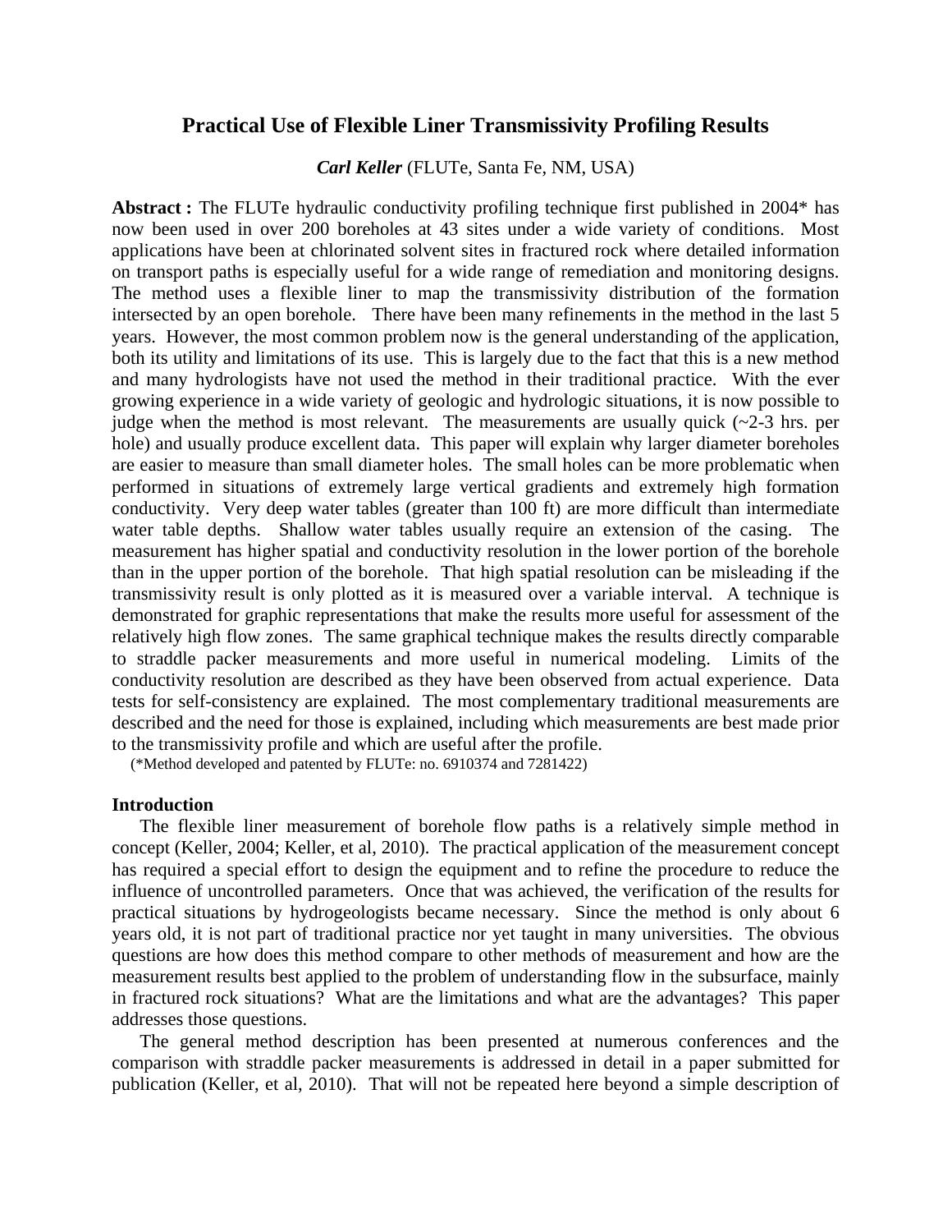# Practical Use of Flexible Liner Transmissivity Profiling Results

***Carl Keller*** (FLUTe, Santa Fe, NM, USA)

**Abstract :** The FLUTe hydraulic conductivity profiling technique first published in 2004* has now been used in over 200 boreholes at 43 sites under a wide variety of conditions. Most applications have been at chlorinated solvent sites in fractured rock where detailed information on transport paths is especially useful for a wide range of remediation and monitoring designs. The method uses a flexible liner to map the transmissivity distribution of the formation intersected by an open borehole. There have been many refinements in the method in the last 5 years. However, the most common problem now is the general understanding of the application, both its utility and limitations of its use. This is largely due to the fact that this is a new method and many hydrologists have not used the method in their traditional practice. With the ever growing experience in a wide variety of geologic and hydrologic situations, it is now possible to judge when the method is most relevant. The measurements are usually quick (~2-3 hrs. per hole) and usually produce excellent data. This paper will explain why larger diameter boreholes are easier to measure than small diameter holes. The small holes can be more problematic when performed in situations of extremely large vertical gradients and extremely high formation conductivity. Very deep water tables (greater than 100 ft) are more difficult than intermediate water table depths. Shallow water tables usually require an extension of the casing. The measurement has higher spatial and conductivity resolution in the lower portion of the borehole than in the upper portion of the borehole. That high spatial resolution can be misleading if the transmissivity result is only plotted as it is measured over a variable interval. A technique is demonstrated for graphic representations that make the results more useful for assessment of the relatively high flow zones. The same graphical technique makes the results directly comparable to straddle packer measurements and more useful in numerical modeling. Limits of the conductivity resolution are described as they have been observed from actual experience. Data tests for self-consistency are explained. The most complementary traditional measurements are described and the need for those is explained, including which measurements are best made prior to the transmissivity profile and which are useful after the profile.

(*Method developed and patented by FLUTe: no. 6910374 and 7281422)

## Introduction

The flexible liner measurement of borehole flow paths is a relatively simple method in concept (Keller, 2004; Keller, et al, 2010). The practical application of the measurement concept has required a special effort to design the equipment and to refine the procedure to reduce the influence of uncontrolled parameters. Once that was achieved, the verification of the results for practical situations by hydrogeologists became necessary. Since the method is only about 6 years old, it is not part of traditional practice nor yet taught in many universities. The obvious questions are how does this method compare to other methods of measurement and how are the measurement results best applied to the problem of understanding flow in the subsurface, mainly in fractured rock situations? What are the limitations and what are the advantages? This paper addresses those questions.

The general method description has been presented at numerous conferences and the comparison with straddle packer measurements is addressed in detail in a paper submitted for publication (Keller, et al, 2010). That will not be repeated here beyond a simple description of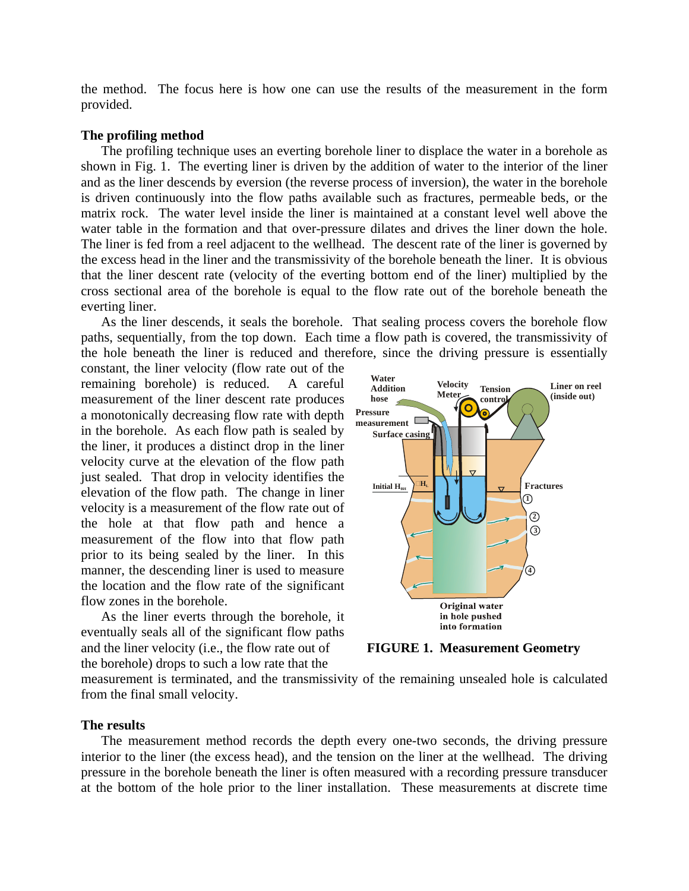the method. The focus here is how one can use the results of the measurement in the form provided.

**The profiling method**

The profiling technique uses an everting borehole liner to displace the water in a borehole as shown in Fig. 1. The everting liner is driven by the addition of water to the interior of the liner and as the liner descends by eversion (the reverse process of inversion), the water in the borehole is driven continuously into the flow paths available such as fractures, permeable beds, or the matrix rock. The water level inside the liner is maintained at a constant level well above the water table in the formation and that over-pressure dilates and drives the liner down the hole. The liner is fed from a reel adjacent to the wellhead. The descent rate of the liner is governed by the excess head in the liner and the transmissivity of the borehole beneath the liner. It is obvious that the liner descent rate (velocity of the everting bottom end of the liner) multiplied by the cross sectional area of the borehole is equal to the flow rate out of the borehole beneath the everting liner.

As the liner descends, it seals the borehole. That sealing process covers the borehole flow paths, sequentially, from the top down. Each time a flow path is covered, the transmissivity of the hole beneath the liner is reduced and therefore, since the driving pressure is essentially constant, the liner velocity (flow rate out of the remaining borehole) is reduced. A careful measurement of the liner descent rate produces a monotonically decreasing flow rate with depth in the borehole. As each flow path is sealed by the liner, it produces a distinct drop in the liner velocity curve at the elevation of the flow path just sealed. That drop in velocity identifies the elevation of the flow path. The change in liner velocity is a measurement of the flow rate out of the hole at that flow path and hence a measurement of the flow into that flow path prior to its being sealed by the liner. In this manner, the descending liner is used to measure the location and the flow rate of the significant flow zones in the borehole.

As the liner everts through the borehole, it eventually seals all of the significant flow paths and the liner velocity (i.e., the flow rate out of the borehole) drops to such a low rate that the measurement is terminated, and the transmissivity of the remaining unsealed hole is calculated from the final small velocity.

**FIGURE 1. Measurement Geometry**

**The results**

The measurement method records the depth every one-two seconds, the driving pressure interior to the liner (the excess head), and the tension on the liner at the wellhead. The driving pressure in the borehole beneath the liner is often measured with a recording pressure transducer at the bottom of the hole prior to the liner installation. These measurements at discrete time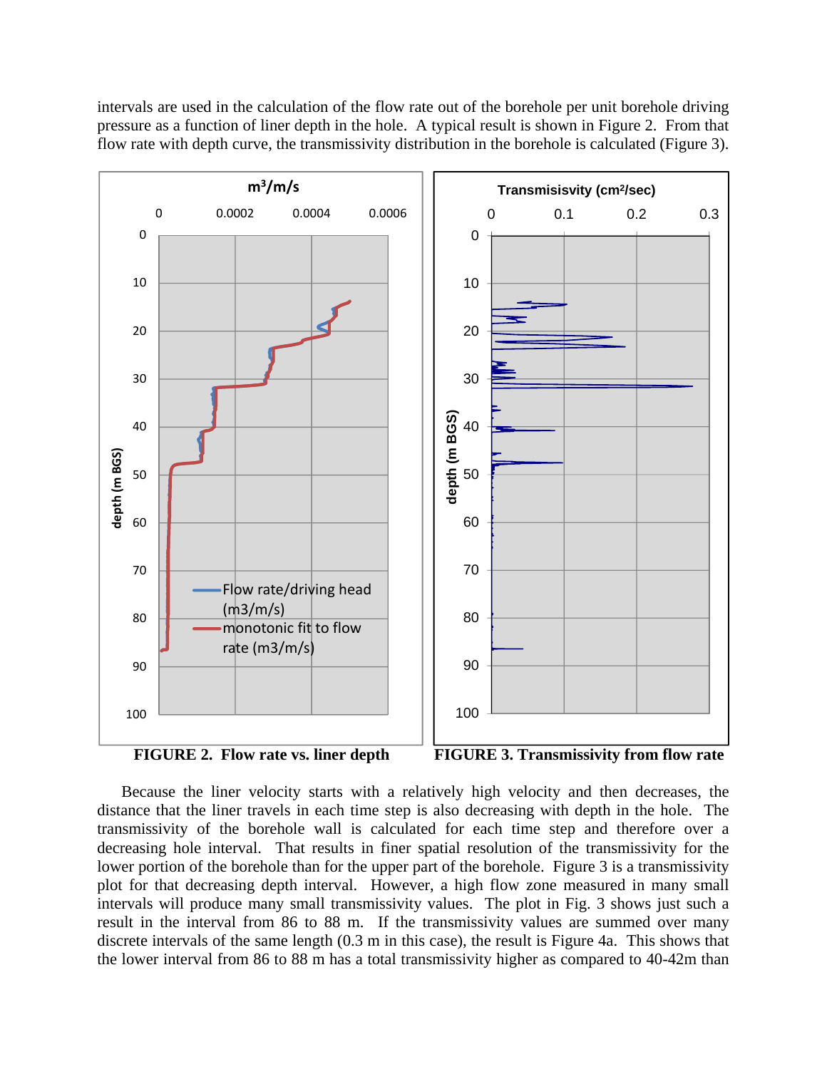intervals are used in the calculation of the flow rate out of the borehole per unit borehole driving pressure as a function of liner depth in the hole. A typical result is shown in Figure 2. From that flow rate with depth curve, the transmissivity distribution in the borehole is calculated (Figure 3).

**FIGURE 2. Flow rate vs. liner depth**

**FIGURE 3. Transmissivity from flow rate**

Because the liner velocity starts with a relatively high velocity and then decreases, the distance that the liner travels in each time step is also decreasing with depth in the hole. The transmissivity of the borehole wall is calculated for each time step and therefore over a decreasing hole interval. That results in finer spatial resolution of the transmissivity for the lower portion of the borehole than for the upper part of the borehole. Figure 3 is a transmissivity plot for that decreasing depth interval. However, a high flow zone measured in many small intervals will produce many small transmissivity values. The plot in Fig. 3 shows just such a result in the interval from 86 to 88 m. If the transmissivity values are summed over many discrete intervals of the same length (0.3 m in this case), the result is Figure 4a. This shows that the lower interval from 86 to 88 m has a total transmissivity higher as compared to 40-42m than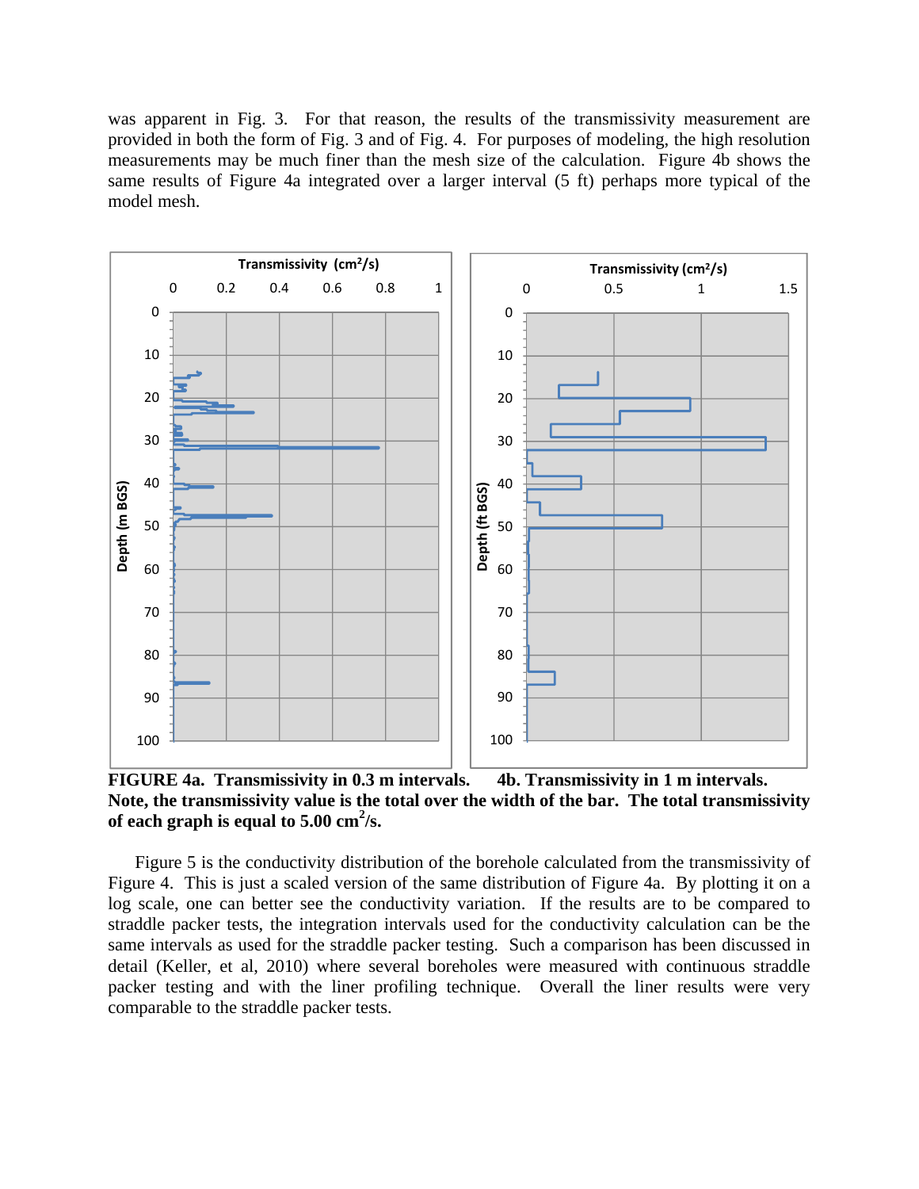was apparent in Fig. 3. For that reason, the results of the transmissivity measurement are provided in both the form of Fig. 3 and of Fig. 4. For purposes of modeling, the high resolution measurements may be much finer than the mesh size of the calculation. Figure 4b shows the same results of Figure 4a integrated over a larger interval (5 ft) perhaps more typical of the model mesh.

**FIGURE 4a. Transmissivity in 0.3 m intervals. 4b. Transmissivity in 1 m intervals. Note, the transmissivity value is the total over the width of the bar. The total transmissivity of each graph is equal to 5.00 cm$^2$/s.**

Figure 5 is the conductivity distribution of the borehole calculated from the transmissivity of Figure 4. This is just a scaled version of the same distribution of Figure 4a. By plotting it on a log scale, one can better see the conductivity variation. If the results are to be compared to straddle packer tests, the integration intervals used for the conductivity calculation can be the same intervals as used for the straddle packer testing. Such a comparison has been discussed in detail (Keller, et al, 2010) where several boreholes were measured with continuous straddle packer testing and with the liner profiling technique. Overall the liner results were very comparable to the straddle packer tests.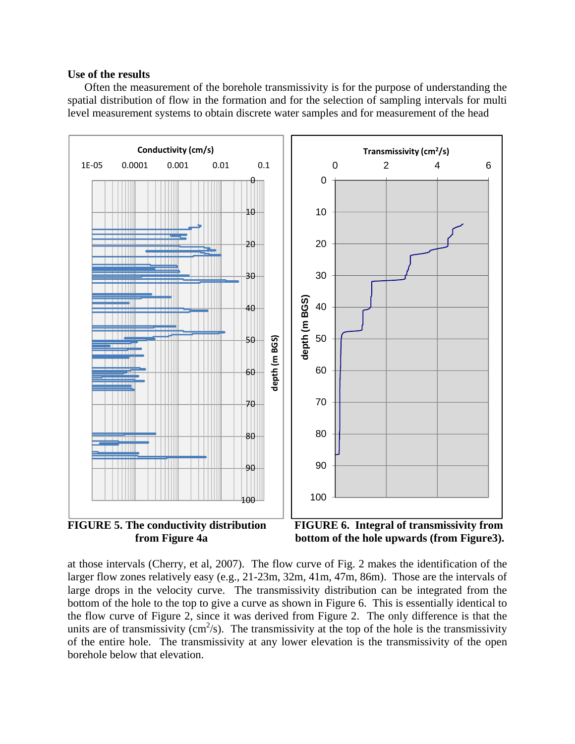### Use of the results

Often the measurement of the borehole transmissivity is for the purpose of understanding the spatial distribution of flow in the formation and for the selection of sampling intervals for multi level measurement systems to obtain discrete water samples and for measurement of the head at those intervals (Cherry, et al, 2007). The flow curve of Fig. 2 makes the identification of the larger flow zones relatively easy (e.g., 21-23m, 32m, 41m, 47m, 86m). Those are the intervals of large drops in the velocity curve. The transmissivity distribution can be integrated from the bottom of the hole to the top to give a curve as shown in Figure 6. This is essentially identical to the flow curve of Figure 2, since it was derived from Figure 2. The only difference is that the units are of transmissivity ($cm^2/s$). The transmissivity at the top of the hole is the transmissivity of the entire hole. The transmissivity at any lower elevation is the transmissivity of the open borehole below that elevation.

**FIGURE 5. The conductivity distribution from Figure 4a**

**FIGURE 6. Integral of transmissivity from bottom of the hole upwards (from Figure3).**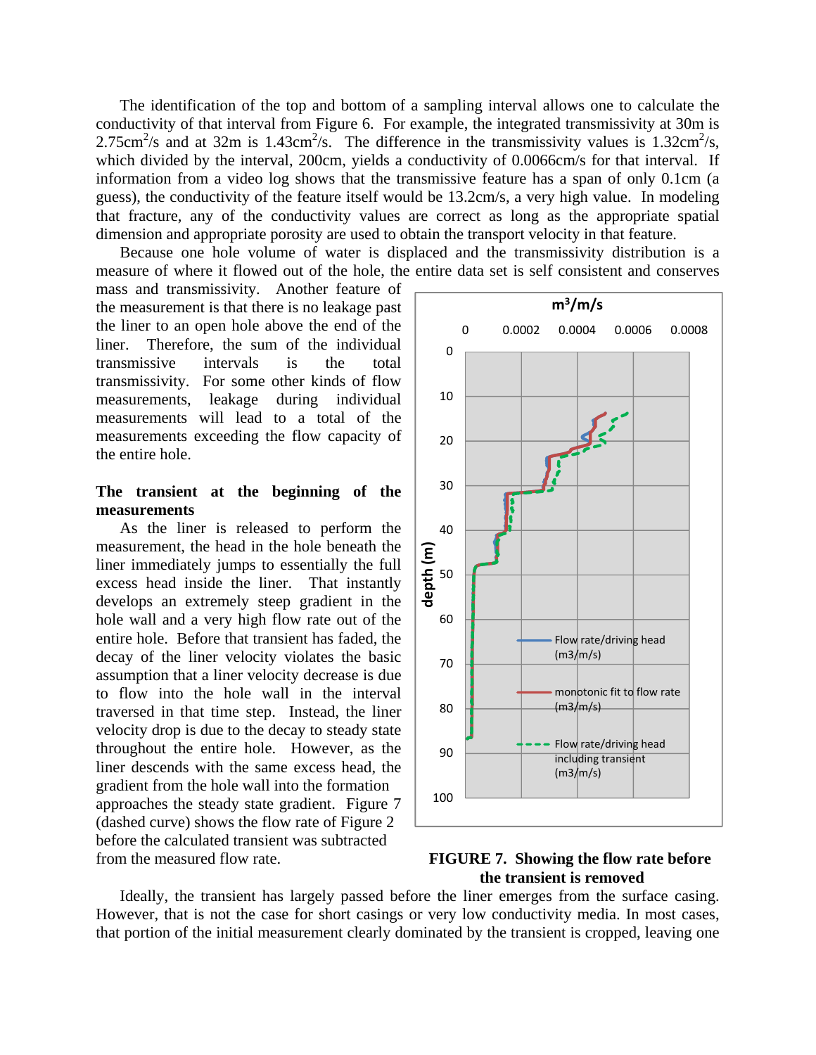The identification of the top and bottom of a sampling interval allows one to calculate the conductivity of that interval from Figure 6. For example, the integrated transmissivity at 30m is 2.75cm$^2$/s and at 32m is 1.43cm$^2$/s. The difference in the transmissivity values is 1.32cm$^2$/s, which divided by the interval, 200cm, yields a conductivity of 0.0066cm/s for that interval. If information from a video log shows that the transmissive feature has a span of only 0.1cm (a guess), the conductivity of the feature itself would be 13.2cm/s, a very high value. In modeling that fracture, any of the conductivity values are correct as long as the appropriate spatial dimension and appropriate porosity are used to obtain the transport velocity in that feature.

Because one hole volume of water is displaced and the transmissivity distribution is a measure of where it flowed out of the hole, the entire data set is self consistent and conserves mass and transmissivity. Another feature of the measurement is that there is no leakage past the liner to an open hole above the end of the liner. Therefore, the sum of the individual transmissive intervals is the total transmissivity. For some other kinds of flow measurements, leakage during individual measurements will lead to a total of the measurements exceeding the flow capacity of the entire hole.

**The transient at the beginning of the measurements**

As the liner is released to perform the measurement, the head in the hole beneath the liner immediately jumps to essentially the full excess head inside the liner. That instantly develops an extremely steep gradient in the hole wall and a very high flow rate out of the entire hole. Before that transient has faded, the decay of the liner velocity violates the basic assumption that a liner velocity decrease is due to flow into the hole wall in the interval traversed in that time step. Instead, the liner velocity drop is due to the decay to steady state throughout the entire hole. However, as the liner descends with the same excess head, the gradient from the hole wall into the formation approaches the steady state gradient. Figure 7 (dashed curve) shows the flow rate of Figure 2 before the calculated transient was subtracted from the measured flow rate.

**FIGURE 7. Showing the flow rate before the transient is removed**

Ideally, the transient has largely passed before the liner emerges from the surface casing. However, that is not the case for short casings or very low conductivity media. In most cases, that portion of the initial measurement clearly dominated by the transient is cropped, leaving one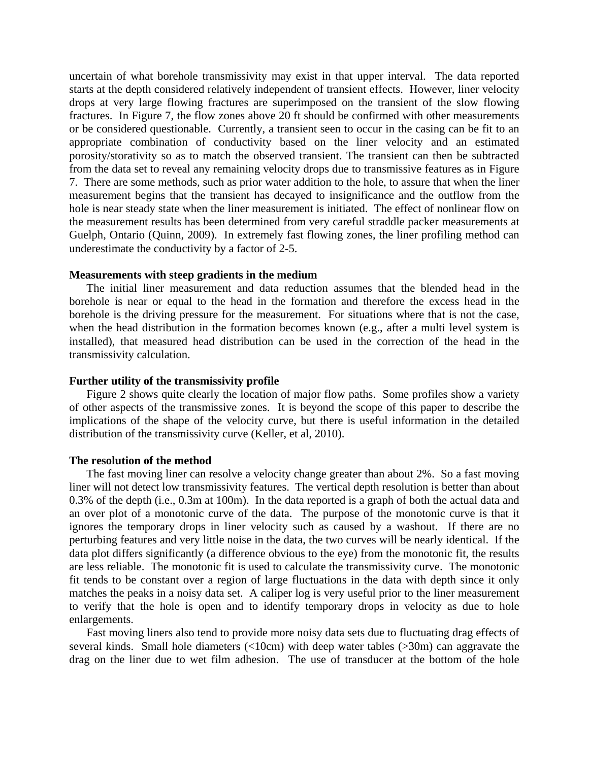uncertain of what borehole transmissivity may exist in that upper interval. The data reported starts at the depth considered relatively independent of transient effects. However, liner velocity drops at very large flowing fractures are superimposed on the transient of the slow flowing fractures. In Figure 7, the flow zones above 20 ft should be confirmed with other measurements or be considered questionable. Currently, a transient seen to occur in the casing can be fit to an appropriate combination of conductivity based on the liner velocity and an estimated porosity/storativity so as to match the observed transient. The transient can then be subtracted from the data set to reveal any remaining velocity drops due to transmissive features as in Figure 7. There are some methods, such as prior water addition to the hole, to assure that when the liner measurement begins that the transient has decayed to insignificance and the outflow from the hole is near steady state when the liner measurement is initiated. The effect of nonlinear flow on the measurement results has been determined from very careful straddle packer measurements at Guelph, Ontario (Quinn, 2009). In extremely fast flowing zones, the liner profiling method can underestimate the conductivity by a factor of 2-5.

**Measurements with steep gradients in the medium**

The initial liner measurement and data reduction assumes that the blended head in the borehole is near or equal to the head in the formation and therefore the excess head in the borehole is the driving pressure for the measurement. For situations where that is not the case, when the head distribution in the formation becomes known (e.g., after a multi level system is installed), that measured head distribution can be used in the correction of the head in the transmissivity calculation.

**Further utility of the transmissivity profile**

Figure 2 shows quite clearly the location of major flow paths. Some profiles show a variety of other aspects of the transmissive zones. It is beyond the scope of this paper to describe the implications of the shape of the velocity curve, but there is useful information in the detailed distribution of the transmissivity curve (Keller, et al, 2010).

**The resolution of the method**

The fast moving liner can resolve a velocity change greater than about 2%. So a fast moving liner will not detect low transmissivity features. The vertical depth resolution is better than about 0.3% of the depth (i.e., 0.3m at 100m). In the data reported is a graph of both the actual data and an over plot of a monotonic curve of the data. The purpose of the monotonic curve is that it ignores the temporary drops in liner velocity such as caused by a washout. If there are no perturbing features and very little noise in the data, the two curves will be nearly identical. If the data plot differs significantly (a difference obvious to the eye) from the monotonic fit, the results are less reliable. The monotonic fit is used to calculate the transmissivity curve. The monotonic fit tends to be constant over a region of large fluctuations in the data with depth since it only matches the peaks in a noisy data set. A caliper log is very useful prior to the liner measurement to verify that the hole is open and to identify temporary drops in velocity as due to hole enlargements.

Fast moving liners also tend to provide more noisy data sets due to fluctuating drag effects of several kinds. Small hole diameters (<10cm) with deep water tables (>30m) can aggravate the drag on the liner due to wet film adhesion. The use of transducer at the bottom of the hole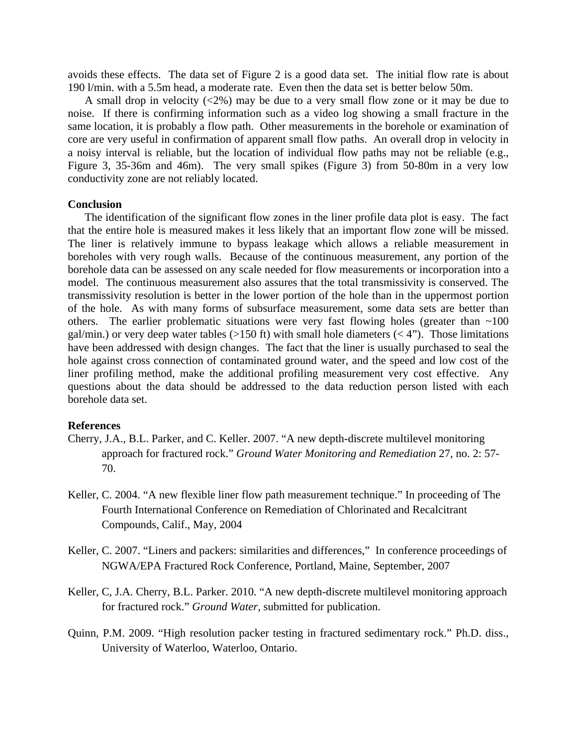avoids these effects. The data set of Figure 2 is a good data set. The initial flow rate is about 190 l/min. with a 5.5m head, a moderate rate. Even then the data set is better below 50m.

A small drop in velocity (<2%) may be due to a very small flow zone or it may be due to noise. If there is confirming information such as a video log showing a small fracture in the same location, it is probably a flow path. Other measurements in the borehole or examination of core are very useful in confirmation of apparent small flow paths. An overall drop in velocity in a noisy interval is reliable, but the location of individual flow paths may not be reliable (e.g., Figure 3, 35-36m and 46m). The very small spikes (Figure 3) from 50-80m in a very low conductivity zone are not reliably located.

**Conclusion**

The identification of the significant flow zones in the liner profile data plot is easy. The fact that the entire hole is measured makes it less likely that an important flow zone will be missed. The liner is relatively immune to bypass leakage which allows a reliable measurement in boreholes with very rough walls. Because of the continuous measurement, any portion of the borehole data can be assessed on any scale needed for flow measurements or incorporation into a model. The continuous measurement also assures that the total transmissivity is conserved. The transmissivity resolution is better in the lower portion of the hole than in the uppermost portion of the hole. As with many forms of subsurface measurement, some data sets are better than others. The earlier problematic situations were very fast flowing holes (greater than ~100 gal/min.) or very deep water tables (>150 ft) with small hole diameters (< 4"). Those limitations have been addressed with design changes. The fact that the liner is usually purchased to seal the hole against cross connection of contaminated ground water, and the speed and low cost of the liner profiling method, make the additional profiling measurement very cost effective. Any questions about the data should be addressed to the data reduction person listed with each borehole data set.

**References**

Cherry, J.A., B.L. Parker, and C. Keller. 2007. "A new depth-discrete multilevel monitoring approach for fractured rock." *Ground Water Monitoring and Remediation* 27, no. 2: 57-70.

Keller, C. 2004. "A new flexible liner flow path measurement technique." In proceeding of The Fourth International Conference on Remediation of Chlorinated and Recalcitrant Compounds, Calif., May, 2004

Keller, C. 2007. "Liners and packers: similarities and differences," In conference proceedings of NGWA/EPA Fractured Rock Conference, Portland, Maine, September, 2007

Keller, C, J.A. Cherry, B.L. Parker. 2010. "A new depth-discrete multilevel monitoring approach for fractured rock." *Ground Water*, submitted for publication.

Quinn, P.M. 2009. "High resolution packer testing in fractured sedimentary rock." Ph.D. diss., University of Waterloo, Waterloo, Ontario.